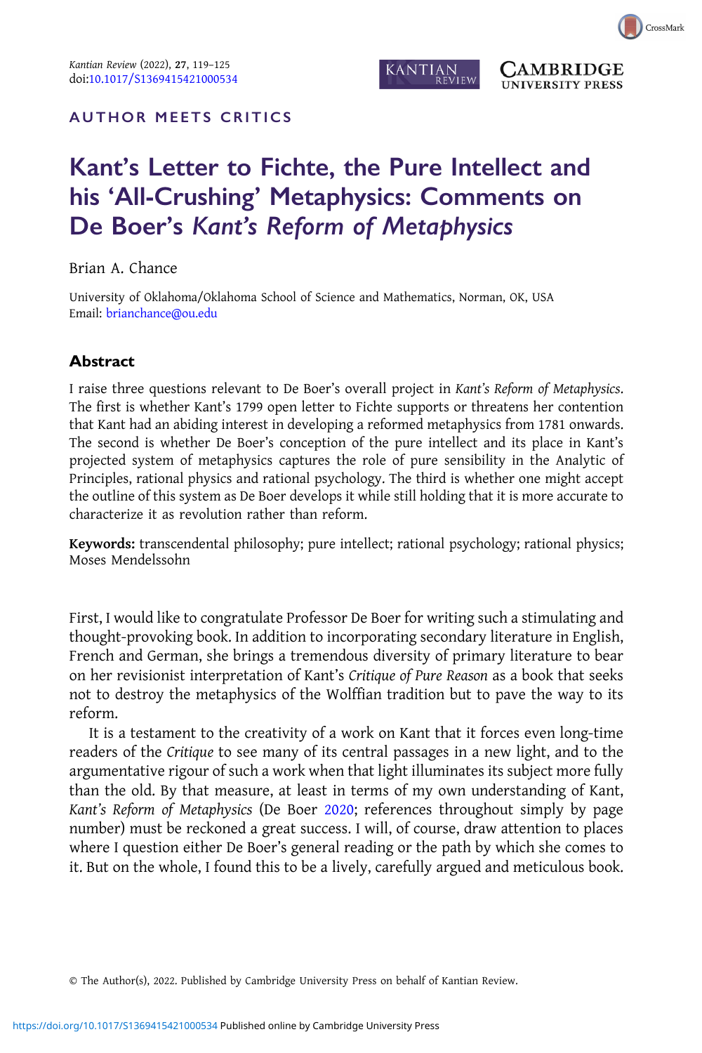AUTHOR MEETS CRITICS

# Kant's Letter to Fichte, the Pure Intellect and his 'All-Crushing' Metaphysics: Comments on De Boer's *Kant's Reform of Metaphysics*

Brian A. Chance

University of Oklahoma/Oklahoma School of Science and Mathematics, Norman, OK, USA
Email: brianchance@ou.edu

## Abstract

I raise three questions relevant to De Boer's overall project in *Kant's Reform of Metaphysics*. The first is whether Kant's 1799 open letter to Fichte supports or threatens her contention that Kant had an abiding interest in developing a reformed metaphysics from 1781 onwards. The second is whether De Boer's conception of the pure intellect and its place in Kant's projected system of metaphysics captures the role of pure sensibility in the Analytic of Principles, rational physics and rational psychology. The third is whether one might accept the outline of this system as De Boer develops it while still holding that it is more accurate to characterize it as revolution rather than reform.

**Keywords:** transcendental philosophy; pure intellect; rational psychology; rational physics; Moses Mendelssohn

First, I would like to congratulate Professor De Boer for writing such a stimulating and thought-provoking book. In addition to incorporating secondary literature in English, French and German, she brings a tremendous diversity of primary literature to bear on her revisionist interpretation of Kant's *Critique of Pure Reason* as a book that seeks not to destroy the metaphysics of the Wolffian tradition but to pave the way to its reform.

It is a testament to the creativity of a work on Kant that it forces even long-time readers of the *Critique* to see many of its central passages in a new light, and to the argumentative rigour of such a work when that light illuminates its subject more fully than the old. By that measure, at least in terms of my own understanding of Kant, *Kant's Reform of Metaphysics* (De Boer 2020; references throughout simply by page number) must be reckoned a great success. I will, of course, draw attention to places where I question either De Boer's general reading or the path by which she comes to it. But on the whole, I found this to be a lively, carefully argued and meticulous book.

© The Author(s), 2022. Published by Cambridge University Press on behalf of Kantian Review.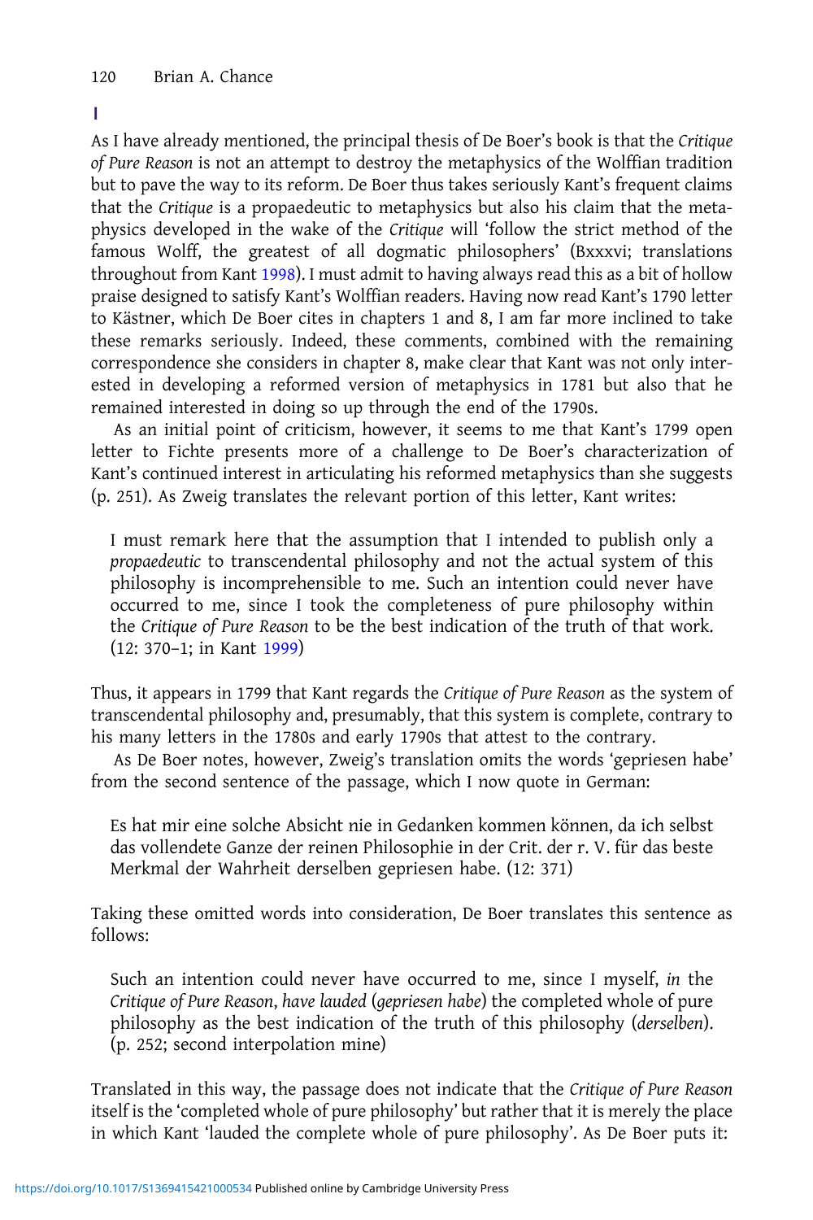## I

As I have already mentioned, the principal thesis of De Boer's book is that the *Critique of Pure Reason* is not an attempt to destroy the metaphysics of the Wolffian tradition but to pave the way to its reform. De Boer thus takes seriously Kant's frequent claims that the *Critique* is a propaedeutic to metaphysics but also his claim that the metaphysics developed in the wake of the *Critique* will 'follow the strict method of the famous Wolff, the greatest of all dogmatic philosophers' (Bxxxvi; translations throughout from Kant 1998). I must admit to having always read this as a bit of hollow praise designed to satisfy Kant's Wolffian readers. Having now read Kant's 1790 letter to Kästner, which De Boer cites in chapters 1 and 8, I am far more inclined to take these remarks seriously. Indeed, these comments, combined with the remaining correspondence she considers in chapter 8, make clear that Kant was not only interested in developing a reformed version of metaphysics in 1781 but also that he remained interested in doing so up through the end of the 1790s.

As an initial point of criticism, however, it seems to me that Kant's 1799 open letter to Fichte presents more of a challenge to De Boer's characterization of Kant's continued interest in articulating his reformed metaphysics than she suggests (p. 251). As Zweig translates the relevant portion of this letter, Kant writes:

> I must remark here that the assumption that I intended to publish only a *propaedeutic* to transcendental philosophy and not the actual system of this philosophy is incomprehensible to me. Such an intention could never have occurred to me, since I took the completeness of pure philosophy within the *Critique of Pure Reason* to be the best indication of the truth of that work. (12: 370–1; in Kant 1999)

Thus, it appears in 1799 that Kant regards the *Critique of Pure Reason* as the system of transcendental philosophy and, presumably, that this system is complete, contrary to his many letters in the 1780s and early 1790s that attest to the contrary.

As De Boer notes, however, Zweig's translation omits the words 'gepriesen habe' from the second sentence of the passage, which I now quote in German:

> Es hat mir eine solche Absicht nie in Gedanken kommen können, da ich selbst das vollendete Ganze der reinen Philosophie in der Crit. der r. V. für das beste Merkmal der Wahrheit derselben gepriesen habe. (12: 371)

Taking these omitted words into consideration, De Boer translates this sentence as follows:

> Such an intention could never have occurred to me, since I myself, *in* the *Critique of Pure Reason*, *have lauded* (*gepriesen habe*) the completed whole of pure philosophy as the best indication of the truth of this philosophy (*derselben*). (p. 252; second interpolation mine)

Translated in this way, the passage does not indicate that the *Critique of Pure Reason* itself is the 'completed whole of pure philosophy' but rather that it is merely the place in which Kant 'lauded the complete whole of pure philosophy'. As De Boer puts it: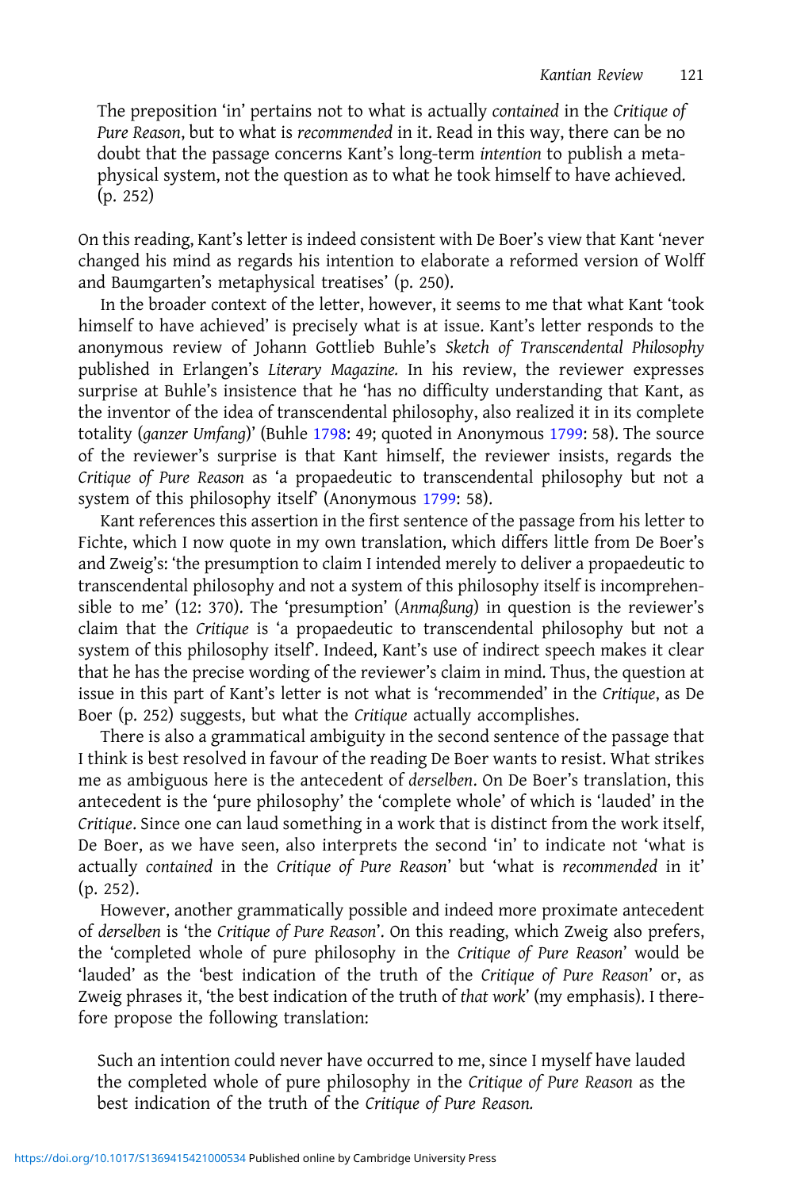> The preposition 'in' pertains not to what is actually *contained* in the *Critique of Pure Reason*, but to what is *recommended* in it. Read in this way, there can be no doubt that the passage concerns Kant's long-term *intention* to publish a metaphysical system, not the question as to what he took himself to have achieved. (p. 252)

On this reading, Kant's letter is indeed consistent with De Boer's view that Kant 'never changed his mind as regards his intention to elaborate a reformed version of Wolff and Baumgarten's metaphysical treatises' (p. 250).

In the broader context of the letter, however, it seems to me that what Kant 'took himself to have achieved' is precisely what is at issue. Kant's letter responds to the anonymous review of Johann Gottlieb Buhle's *Sketch of Transcendental Philosophy* published in Erlangen's *Literary Magazine.* In his review, the reviewer expresses surprise at Buhle's insistence that he 'has no difficulty understanding that Kant, as the inventor of the idea of transcendental philosophy, also realized it in its complete totality (*ganzer Umfang*)' (Buhle 1798: 49; quoted in Anonymous 1799: 58). The source of the reviewer's surprise is that Kant himself, the reviewer insists, regards the *Critique of Pure Reason* as 'a propaedeutic to transcendental philosophy but not a system of this philosophy itself' (Anonymous 1799: 58).

Kant references this assertion in the first sentence of the passage from his letter to Fichte, which I now quote in my own translation, which differs little from De Boer's and Zweig's: 'the presumption to claim I intended merely to deliver a propaedeutic to transcendental philosophy and not a system of this philosophy itself is incomprehensible to me' (12: 370). The 'presumption' (*Anmaßung*) in question is the reviewer's claim that the *Critique* is 'a propaedeutic to transcendental philosophy but not a system of this philosophy itself'. Indeed, Kant's use of indirect speech makes it clear that he has the precise wording of the reviewer's claim in mind. Thus, the question at issue in this part of Kant's letter is not what is 'recommended' in the *Critique*, as De Boer (p. 252) suggests, but what the *Critique* actually accomplishes.

There is also a grammatical ambiguity in the second sentence of the passage that I think is best resolved in favour of the reading De Boer wants to resist. What strikes me as ambiguous here is the antecedent of *derselben*. On De Boer's translation, this antecedent is the 'pure philosophy' the 'complete whole' of which is 'lauded' in the *Critique*. Since one can laud something in a work that is distinct from the work itself, De Boer, as we have seen, also interprets the second 'in' to indicate not 'what is actually *contained* in the *Critique of Pure Reason*' but 'what is *recommended* in it' (p. 252).

However, another grammatically possible and indeed more proximate antecedent of *derselben* is 'the *Critique of Pure Reason*'. On this reading, which Zweig also prefers, the 'completed whole of pure philosophy in the *Critique of Pure Reason*' would be 'lauded' as the 'best indication of the truth of the *Critique of Pure Reason*' or, as Zweig phrases it, 'the best indication of the truth of *that work*' (my emphasis). I therefore propose the following translation:

> Such an intention could never have occurred to me, since I myself have lauded the completed whole of pure philosophy in the *Critique of Pure Reason* as the best indication of the truth of the *Critique of Pure Reason.*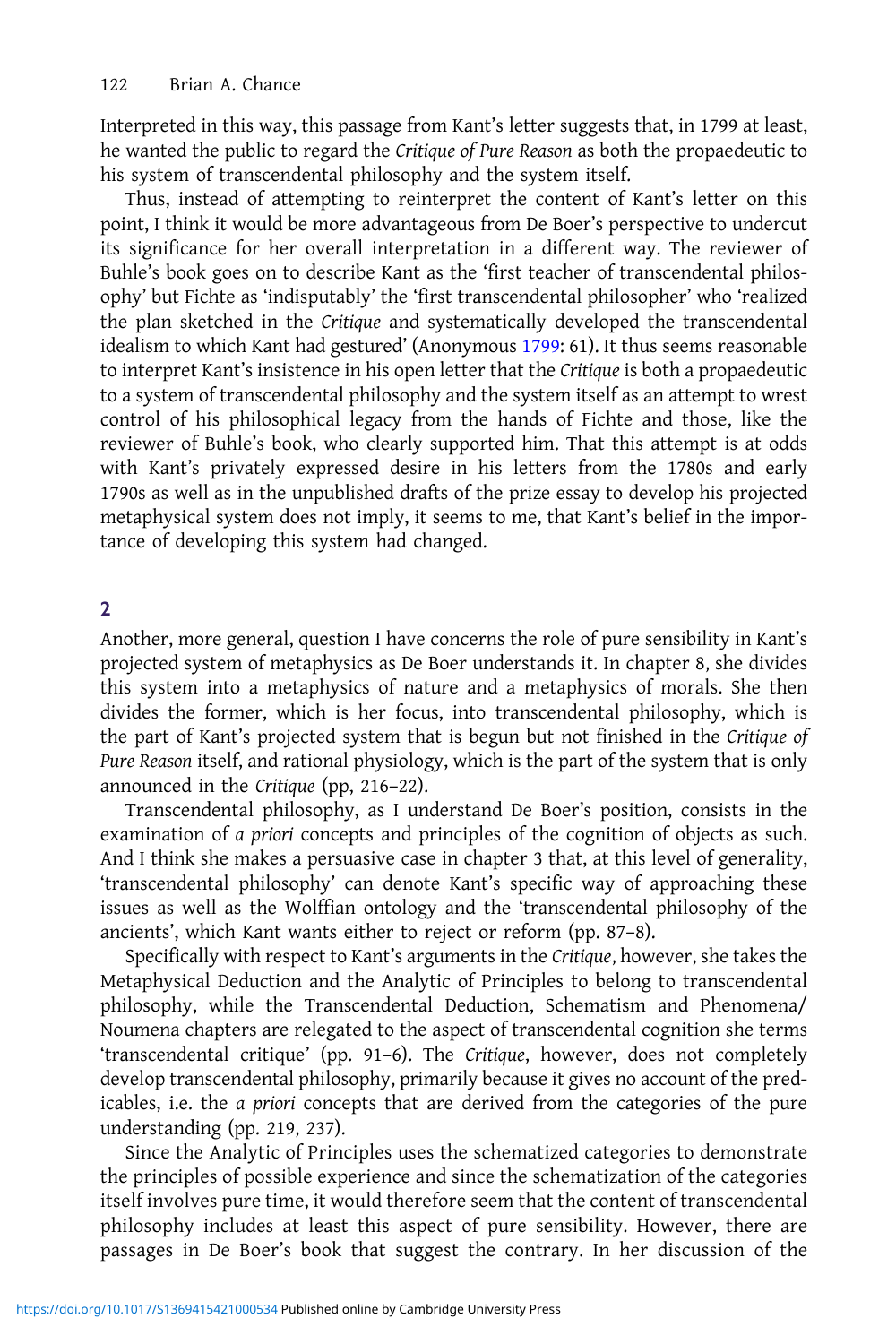Interpreted in this way, this passage from Kant's letter suggests that, in 1799 at least, he wanted the public to regard the *Critique of Pure Reason* as both the propaedeutic to his system of transcendental philosophy and the system itself.

Thus, instead of attempting to reinterpret the content of Kant's letter on this point, I think it would be more advantageous from De Boer's perspective to undercut its significance for her overall interpretation in a different way. The reviewer of Buhle's book goes on to describe Kant as the 'first teacher of transcendental philosophy' but Fichte as 'indisputably' the 'first transcendental philosopher' who 'realized the plan sketched in the *Critique* and systematically developed the transcendental idealism to which Kant had gestured' (Anonymous 1799: 61). It thus seems reasonable to interpret Kant's insistence in his open letter that the *Critique* is both a propaedeutic to a system of transcendental philosophy and the system itself as an attempt to wrest control of his philosophical legacy from the hands of Fichte and those, like the reviewer of Buhle's book, who clearly supported him. That this attempt is at odds with Kant's privately expressed desire in his letters from the 1780s and early 1790s as well as in the unpublished drafts of the prize essay to develop his projected metaphysical system does not imply, it seems to me, that Kant's belief in the importance of developing this system had changed.

## 2

Another, more general, question I have concerns the role of pure sensibility in Kant's projected system of metaphysics as De Boer understands it. In chapter 8, she divides this system into a metaphysics of nature and a metaphysics of morals. She then divides the former, which is her focus, into transcendental philosophy, which is the part of Kant's projected system that is begun but not finished in the *Critique of Pure Reason* itself, and rational physiology, which is the part of the system that is only announced in the *Critique* (pp, 216–22).

Transcendental philosophy, as I understand De Boer's position, consists in the examination of *a priori* concepts and principles of the cognition of objects as such. And I think she makes a persuasive case in chapter 3 that, at this level of generality, 'transcendental philosophy' can denote Kant's specific way of approaching these issues as well as the Wolffian ontology and the 'transcendental philosophy of the ancients', which Kant wants either to reject or reform (pp. 87–8).

Specifically with respect to Kant's arguments in the *Critique*, however, she takes the Metaphysical Deduction and the Analytic of Principles to belong to transcendental philosophy, while the Transcendental Deduction, Schematism and Phenomena/Noumena chapters are relegated to the aspect of transcendental cognition she terms 'transcendental critique' (pp. 91–6). The *Critique*, however, does not completely develop transcendental philosophy, primarily because it gives no account of the predicables, i.e. the *a priori* concepts that are derived from the categories of the pure understanding (pp. 219, 237).

Since the Analytic of Principles uses the schematized categories to demonstrate the principles of possible experience and since the schematization of the categories itself involves pure time, it would therefore seem that the content of transcendental philosophy includes at least this aspect of pure sensibility. However, there are passages in De Boer's book that suggest the contrary. In her discussion of the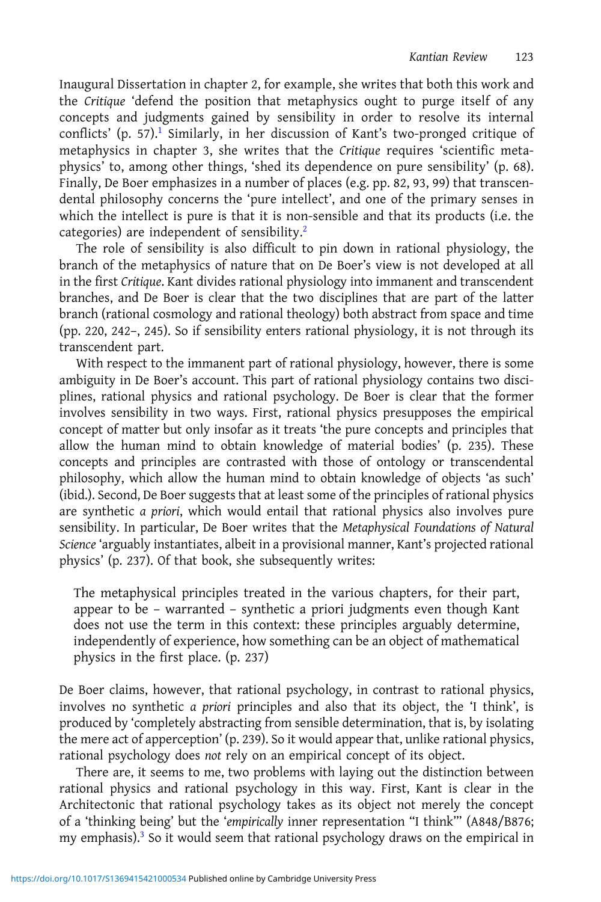Inaugural Dissertation in chapter 2, for example, she writes that both this work and the *Critique* 'defend the position that metaphysics ought to purge itself of any concepts and judgments gained by sensibility in order to resolve its internal conflicts' (p. 57).[1] Similarly, in her discussion of Kant's two-pronged critique of metaphysics in chapter 3, she writes that the *Critique* requires 'scientific metaphysics' to, among other things, 'shed its dependence on pure sensibility' (p. 68). Finally, De Boer emphasizes in a number of places (e.g. pp. 82, 93, 99) that transcendental philosophy concerns the 'pure intellect', and one of the primary senses in which the intellect is pure is that it is non-sensible and that its products (i.e. the categories) are independent of sensibility.[2]

The role of sensibility is also difficult to pin down in rational physiology, the branch of the metaphysics of nature that on De Boer's view is not developed at all in the first *Critique*. Kant divides rational physiology into immanent and transcendent branches, and De Boer is clear that the two disciplines that are part of the latter branch (rational cosmology and rational theology) both abstract from space and time (pp. 220, 242–, 245). So if sensibility enters rational physiology, it is not through its transcendent part.

With respect to the immanent part of rational physiology, however, there is some ambiguity in De Boer's account. This part of rational physiology contains two disciplines, rational physics and rational psychology. De Boer is clear that the former involves sensibility in two ways. First, rational physics presupposes the empirical concept of matter but only insofar as it treats 'the pure concepts and principles that allow the human mind to obtain knowledge of material bodies' (p. 235). These concepts and principles are contrasted with those of ontology or transcendental philosophy, which allow the human mind to obtain knowledge of objects 'as such' (ibid.). Second, De Boer suggests that at least some of the principles of rational physics are synthetic *a priori*, which would entail that rational physics also involves pure sensibility. In particular, De Boer writes that the *Metaphysical Foundations of Natural Science* 'arguably instantiates, albeit in a provisional manner, Kant's projected rational physics' (p. 237). Of that book, she subsequently writes:

> The metaphysical principles treated in the various chapters, for their part, appear to be – warranted – synthetic a priori judgments even though Kant does not use the term in this context: these principles arguably determine, independently of experience, how something can be an object of mathematical physics in the first place. (p. 237)

De Boer claims, however, that rational psychology, in contrast to rational physics, involves no synthetic *a priori* principles and also that its object, the 'I think', is produced by 'completely abstracting from sensible determination, that is, by isolating the mere act of apperception' (p. 239). So it would appear that, unlike rational physics, rational psychology does *not* rely on an empirical concept of its object.

There are, it seems to me, two problems with laying out the distinction between rational physics and rational psychology in this way. First, Kant is clear in the Architectonic that rational psychology takes as its object not merely the concept of a 'thinking being' but the '*empirically* inner representation "I think"' (A848/B876; my emphasis).[3] So it would seem that rational psychology draws on the empirical in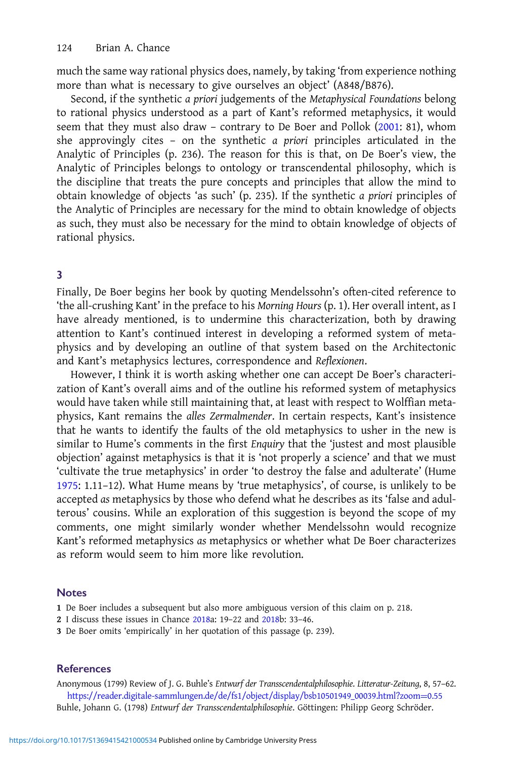much the same way rational physics does, namely, by taking 'from experience nothing more than what is necessary to give ourselves an object' (A848/B876).

Second, if the synthetic *a priori* judgements of the *Metaphysical Foundations* belong to rational physics understood as a part of Kant's reformed metaphysics, it would seem that they must also draw – contrary to De Boer and Pollok (2001: 81), whom she approvingly cites – on the synthetic *a priori* principles articulated in the Analytic of Principles (p. 236). The reason for this is that, on De Boer's view, the Analytic of Principles belongs to ontology or transcendental philosophy, which is the discipline that treats the pure concepts and principles that allow the mind to obtain knowledge of objects 'as such' (p. 235). If the synthetic *a priori* principles of the Analytic of Principles are necessary for the mind to obtain knowledge of objects as such, they must also be necessary for the mind to obtain knowledge of objects of rational physics.

## 3

Finally, De Boer begins her book by quoting Mendelssohn's often-cited reference to 'the all-crushing Kant' in the preface to his *Morning Hours* (p. 1). Her overall intent, as I have already mentioned, is to undermine this characterization, both by drawing attention to Kant's continued interest in developing a reformed system of metaphysics and by developing an outline of that system based on the Architectonic and Kant's metaphysics lectures, correspondence and *Reflexionen*.

However, I think it is worth asking whether one can accept De Boer's characterization of Kant's overall aims and of the outline his reformed system of metaphysics would have taken while still maintaining that, at least with respect to Wolffian metaphysics, Kant remains the *alles Zermalmender*. In certain respects, Kant's insistence that he wants to identify the faults of the old metaphysics to usher in the new is similar to Hume's comments in the first *Enquiry* that the 'justest and most plausible objection' against metaphysics is that it is 'not properly a science' and that we must 'cultivate the true metaphysics' in order 'to destroy the false and adulterate' (Hume 1975: 1.11–12). What Hume means by 'true metaphysics', of course, is unlikely to be accepted *as* metaphysics by those who defend what he describes as its 'false and adulterous' cousins. While an exploration of this suggestion is beyond the scope of my comments, one might similarly wonder whether Mendelssohn would recognize Kant's reformed metaphysics *as* metaphysics or whether what De Boer characterizes as reform would seem to him more like revolution.

### Notes

1 De Boer includes a subsequent but also more ambiguous version of this claim on p. 218.

2 I discuss these issues in Chance 2018a: 19–22 and 2018b: 33–46.

3 De Boer omits 'empirically' in her quotation of this passage (p. 239).

### References

Anonymous (1799) Review of J. G. Buhle's *Entwurf der Transscendentalphilosophie*. *Litteratur-Zeitung*, 8, 57–62. https://reader.digitale-sammlungen.de/de/fs1/object/display/bsb10501949_00039.html?zoom=0.55

Buhle, Johann G. (1798) *Entwurf der Transscendentalphilosophie*. Göttingen: Philipp Georg Schröder.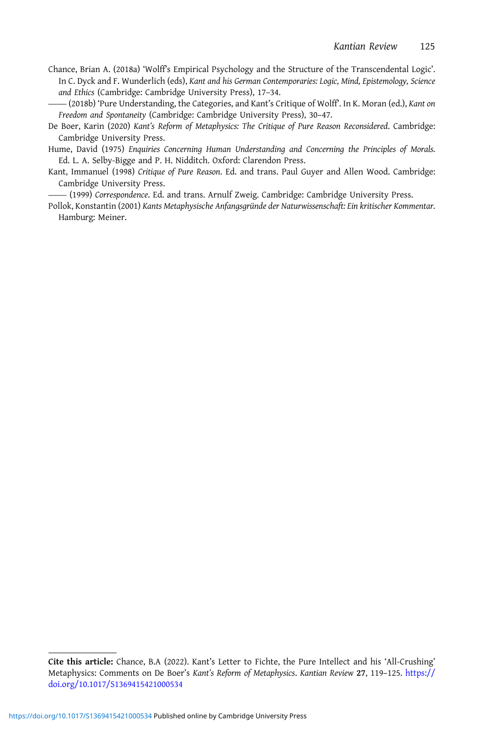Chance, Brian A. (2018a) 'Wolff's Empirical Psychology and the Structure of the Transcendental Logic'. In C. Dyck and F. Wunderlich (eds), *Kant and his German Contemporaries: Logic, Mind, Epistemology, Science and Ethics* (Cambridge: Cambridge University Press), 17–34.

—— (2018b) 'Pure Understanding, the Categories, and Kant's Critique of Wolff'. In K. Moran (ed.), *Kant on Freedom and Spontaneity* (Cambridge: Cambridge University Press), 30–47.

De Boer, Karin (2020) *Kant's Reform of Metaphysics: The Critique of Pure Reason Reconsidered*. Cambridge: Cambridge University Press.

Hume, David (1975) *Enquiries Concerning Human Understanding and Concerning the Principles of Morals.* Ed. L. A. Selby-Bigge and P. H. Nidditch. Oxford: Clarendon Press.

Kant, Immanuel (1998) *Critique of Pure Reason*. Ed. and trans. Paul Guyer and Allen Wood. Cambridge: Cambridge University Press.

—— (1999) *Correspondence*. Ed. and trans. Arnulf Zweig. Cambridge: Cambridge University Press.

Pollok, Konstantin (2001) *Kants Metaphysische Anfangsgründe der Naturwissenschaft: Ein kritischer Kommentar.* Hamburg: Meiner.

---

**Cite this article:** Chance, B.A (2022). Kant's Letter to Fichte, the Pure Intellect and his 'All-Crushing' Metaphysics: Comments on De Boer's *Kant's Reform of Metaphysics*. *Kantian Review* **27**, 119–125. https://doi.org/10.1017/S1369415421000534